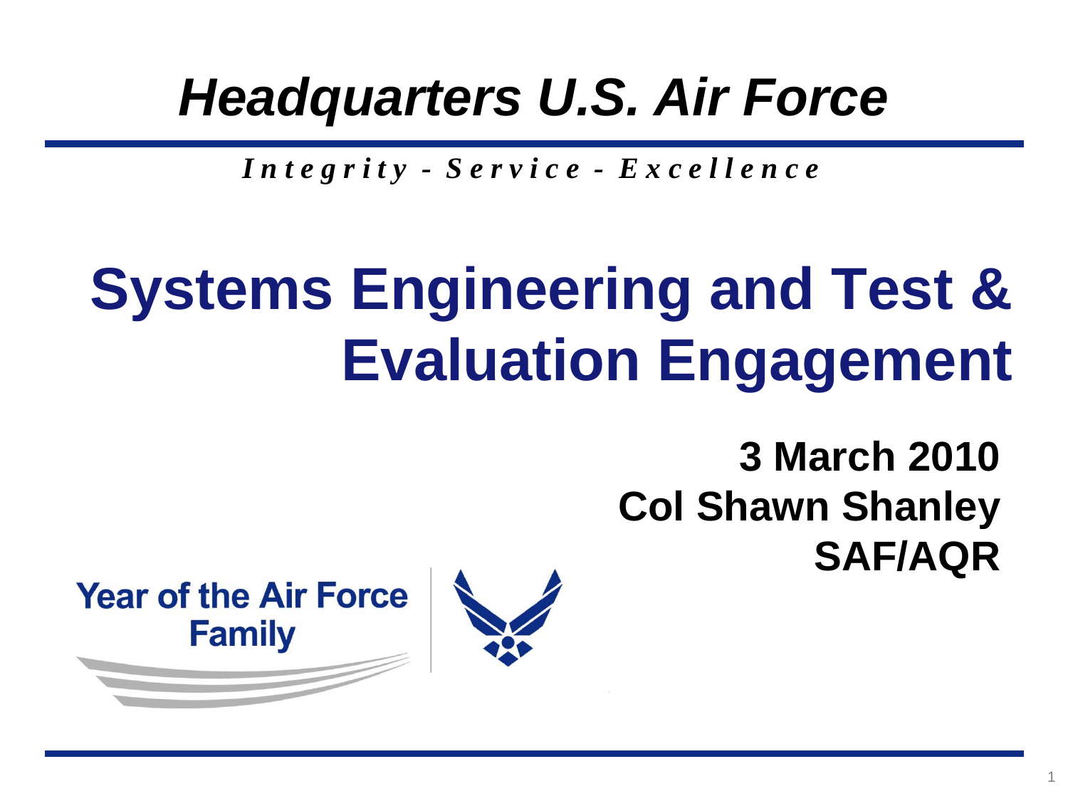*Headquarters U.S. Air Force*

***Integrity - Service - Excellence***

# Systems Engineering and Test & Evaluation Engagement

**3 March 2010**
**Col Shawn Shanley**
**SAF/AQR**

**Year of the Air Force Family**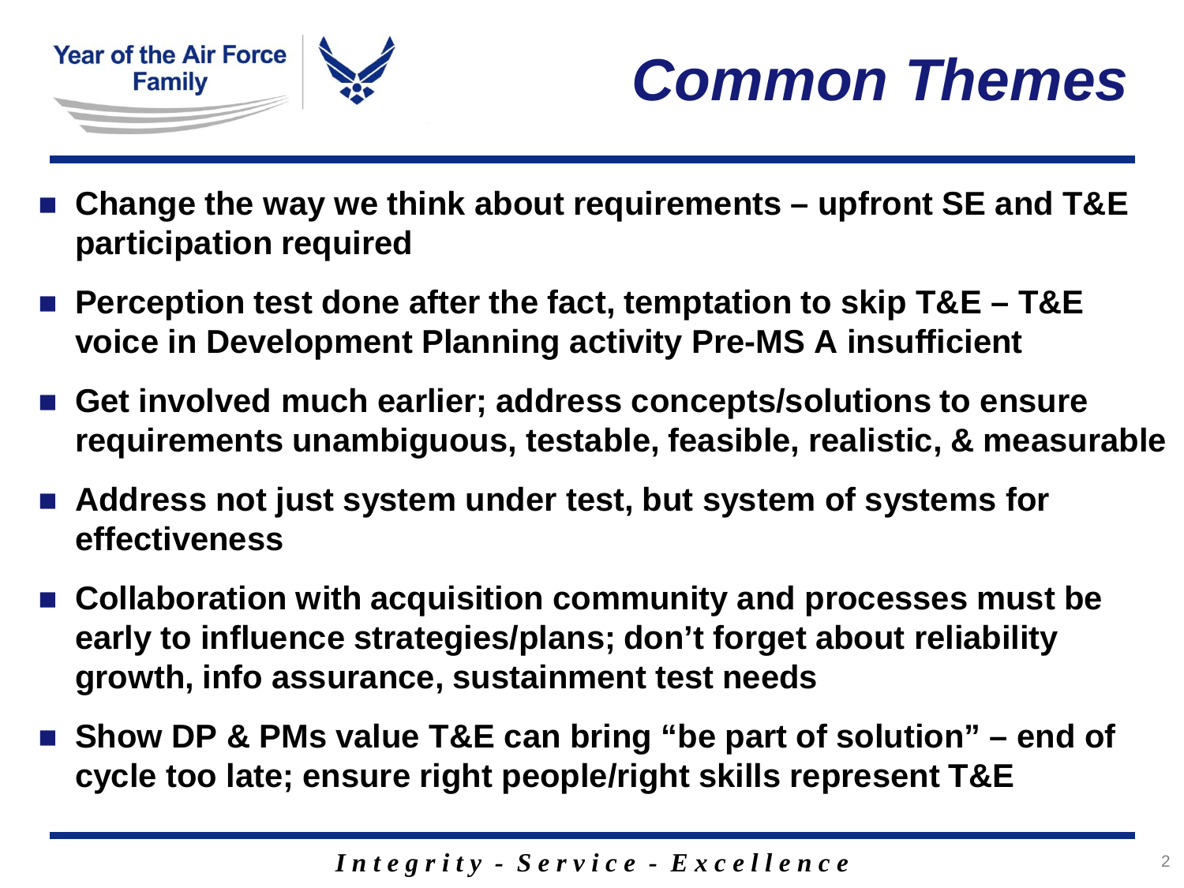# Common Themes

- **Change the way we think about requirements – upfront SE and T&E participation required**
- **Perception test done after the fact, temptation to skip T&E – T&E voice in Development Planning activity Pre-MS A insufficient**
- **Get involved much earlier; address concepts/solutions to ensure requirements unambiguous, testable, feasible, realistic, & measurable**
- **Address not just system under test, but system of systems for effectiveness**
- **Collaboration with acquisition community and processes must be early to influence strategies/plans; don't forget about reliability growth, info assurance, sustainment test needs**
- **Show DP & PMs value T&E can bring "be part of solution" – end of cycle too late; ensure right people/right skills represent T&E**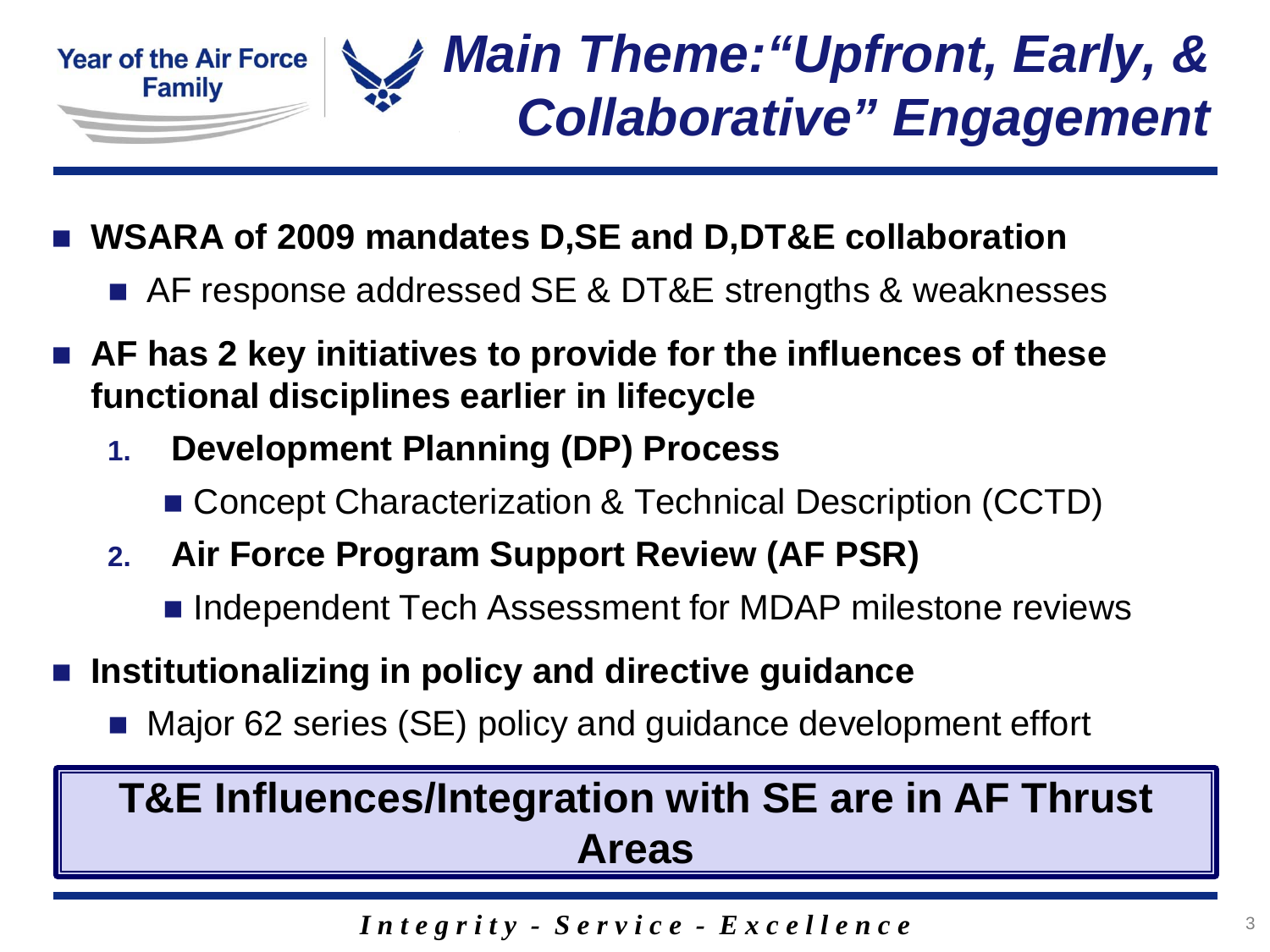# *Main Theme: "Upfront, Early, & Collaborative" Engagement*

- **WSARA of 2009 mandates D,SE and D,DT&E collaboration**
  - AF response addressed SE & DT&E strengths & weaknesses
- **AF has 2 key initiatives to provide for the influences of these functional disciplines earlier in lifecycle**
  1. **Development Planning (DP) Process**
     - Concept Characterization & Technical Description (CCTD)
  2. **Air Force Program Support Review (AF PSR)**
     - Independent Tech Assessment for MDAP milestone reviews
- **Institutionalizing in policy and directive guidance**
  - Major 62 series (SE) policy and guidance development effort

**T&E Influences/Integration with SE are in AF Thrust Areas**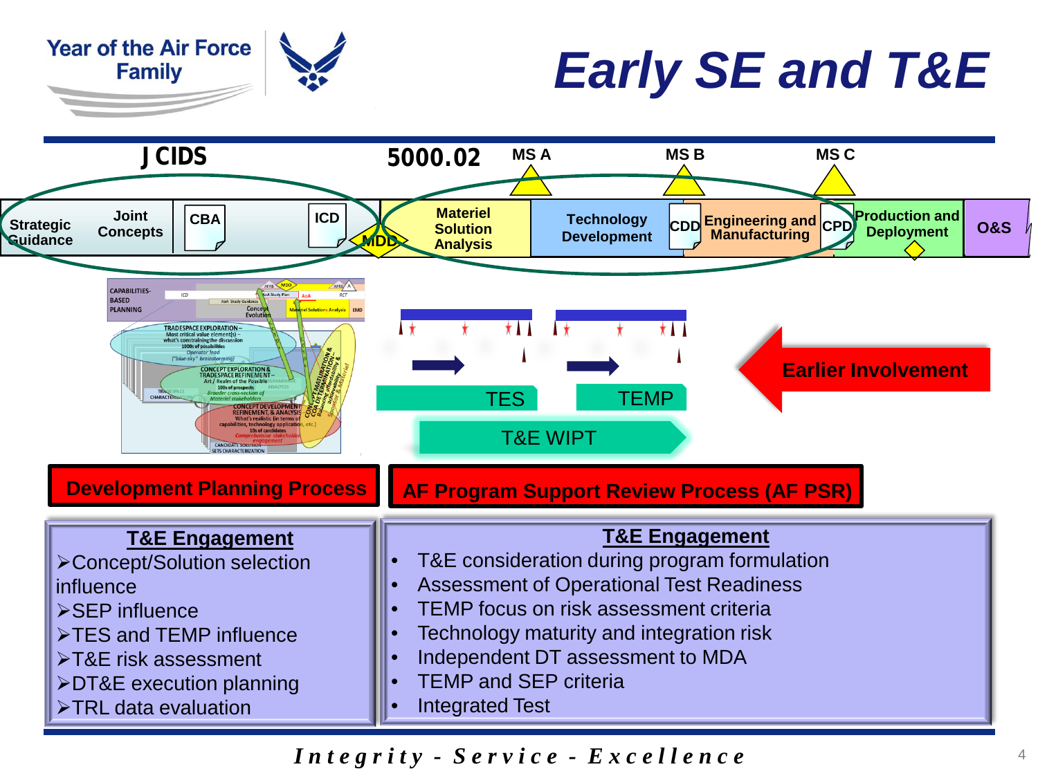# Early SE and T&E

JCIDS — 5000.02 — MS A — MS B — MS C

Strategic Guidance | Joint Concepts | CBA | ICD | MDD | Materiel Solution Analysis | Technology Development | CDD | Engineering and Manufacturing | CPD | Production and Deployment | O&S

TES — TEMP — T&E WIPT

Earlier Involvement

**Development Planning Process**

**AF Program Support Review Process (AF PSR)**

## T&E Engagement

- Concept/Solution selection influence
- SEP influence
- TES and TEMP influence
- T&E risk assessment
- DT&E execution planning
- TRL data evaluation

## T&E Engagement

- T&E consideration during program formulation
- Assessment of Operational Test Readiness
- TEMP focus on risk assessment criteria
- Technology maturity and integration risk
- Independent DT assessment to MDA
- TEMP and SEP criteria
- Integrated Test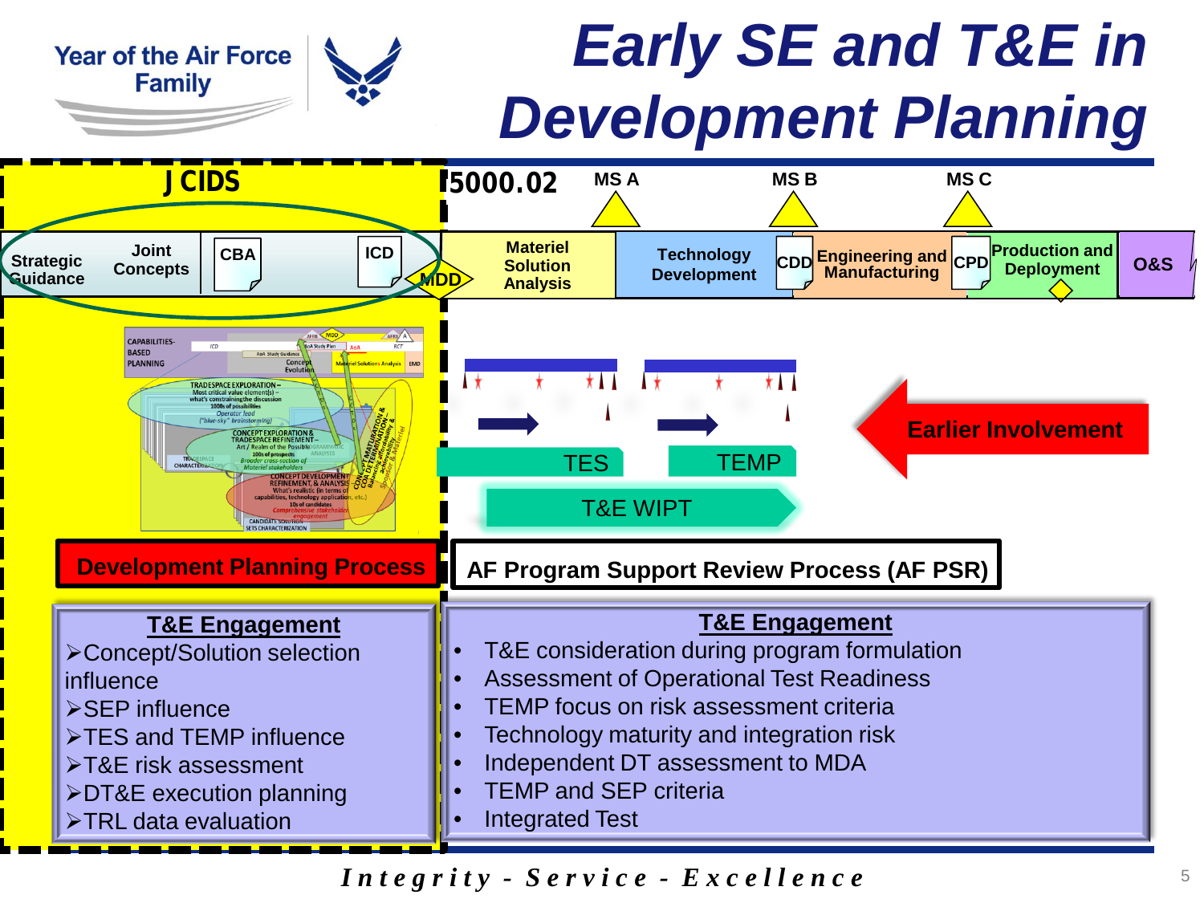# Early SE and T&E in Development Planning

Year of the Air Force Family

**JCIDS**

Strategic Guidance | Joint Concepts | CBA | ICD | MDD

**5000.02**

MS A | MS B | MS C

Materiel Solution Analysis | Technology Development | CDD | Engineering and Manufacturing | CPD | Production and Deployment | O&S

TES | TEMP

T&E WIPT

Earlier Involvement

**Development Planning Process**

**AF Program Support Review Process (AF PSR)**

## T&E Engagement

- Concept/Solution selection influence
- SEP influence
- TES and TEMP influence
- T&E risk assessment
- DT&E execution planning
- TRL data evaluation

## T&E Engagement

- T&E consideration during program formulation
- Assessment of Operational Test Readiness
- TEMP focus on risk assessment criteria
- Technology maturity and integration risk
- Independent DT assessment to MDA
- TEMP and SEP criteria
- Integrated Test

*Integrity - Service - Excellence*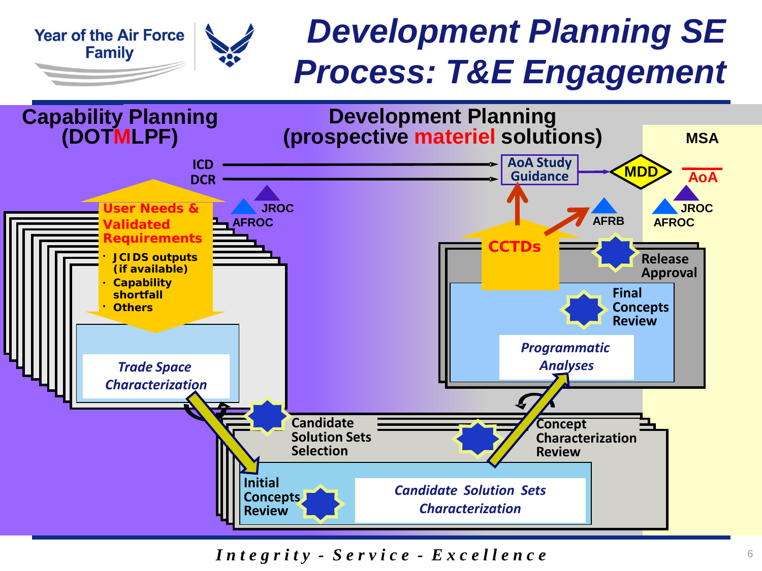# Development Planning SE Process: T&E Engagement

## Capability Planning (DOTMLPF)

## Development Planning (prospective materiel solutions)

MSA

ICD

DCR

AoA Study Guidance

MDD

AoA

JROC

AFROC

AFRB

JROC

AFROC

**User Needs & Validated Requirements**

- JCIDS outputs (if available)
- Capability shortfall
- Others

*Trade Space Characterization*

CCTDs

Release Approval

Final Concepts Review

*Programmatic Analyses*

Candidate Solution Sets Selection

Concept Characterization Review

Initial Concepts Review

*Candidate Solution Sets Characterization*

*Integrity - Service - Excellence*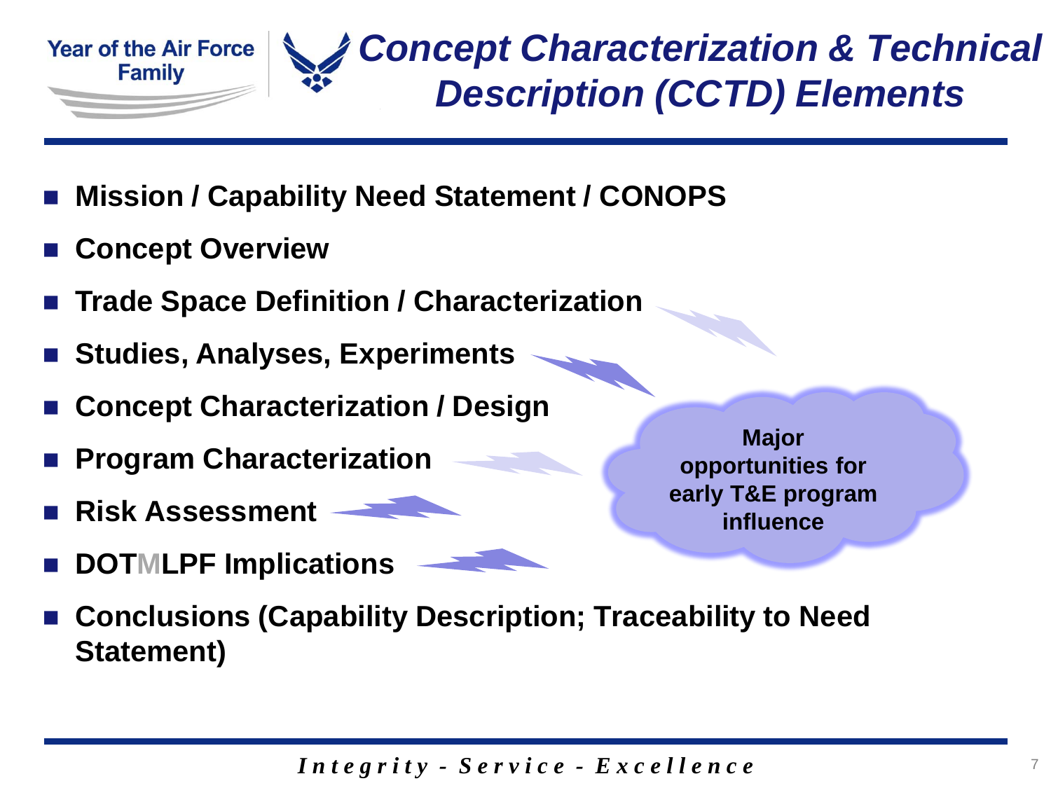# Concept Characterization & Technical Description (CCTD) Elements

- **Mission / Capability Need Statement / CONOPS**
- **Concept Overview**
- **Trade Space Definition / Characterization**
- **Studies, Analyses, Experiments**
- **Concept Characterization / Design**
- **Program Characterization**
- **Risk Assessment**
- **DOTMLPF Implications**
- **Conclusions (Capability Description; Traceability to Need Statement)**

**Major opportunities for early T&E program influence**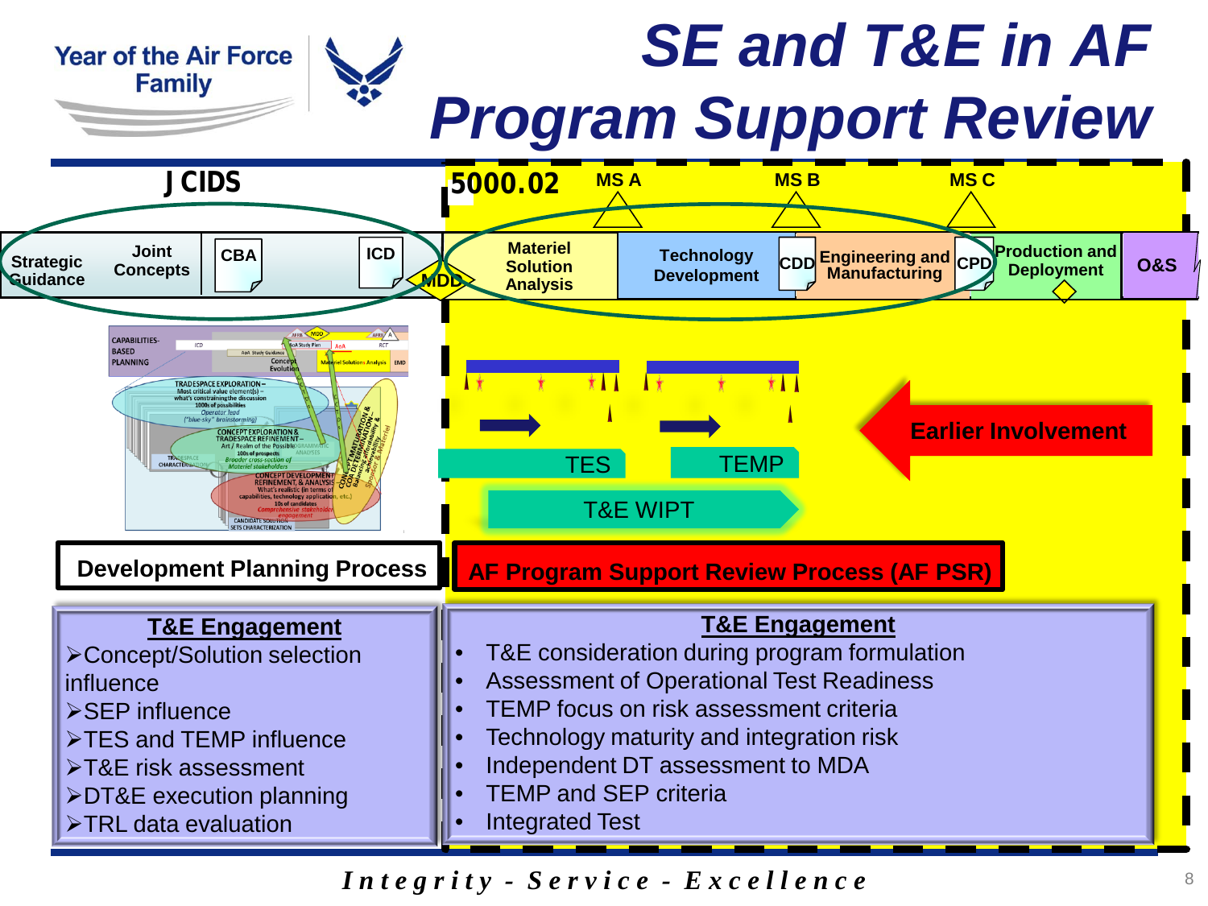# SE and T&E in AF Program Support Review

Year of the Air Force Family

JCIDS

5000.02 — MS A — MS B — MS C

Strategic Guidance | Joint Concepts | CBA | ICD | MDD | Materiel Solution Analysis | Technology Development | CDD | Engineering and Manufacturing | CPD | Production and Deployment | O&S

TES

TEMP

T&E WIPT

Earlier Involvement

**Development Planning Process**

**AF Program Support Review Process (AF PSR)**

## T&E Engagement

- Concept/Solution selection influence
- SEP influence
- TES and TEMP influence
- T&E risk assessment
- DT&E execution planning
- TRL data evaluation

## T&E Engagement

- T&E consideration during program formulation
- Assessment of Operational Test Readiness
- TEMP focus on risk assessment criteria
- Technology maturity and integration risk
- Independent DT assessment to MDA
- TEMP and SEP criteria
- Integrated Test

*Integrity - Service - Excellence*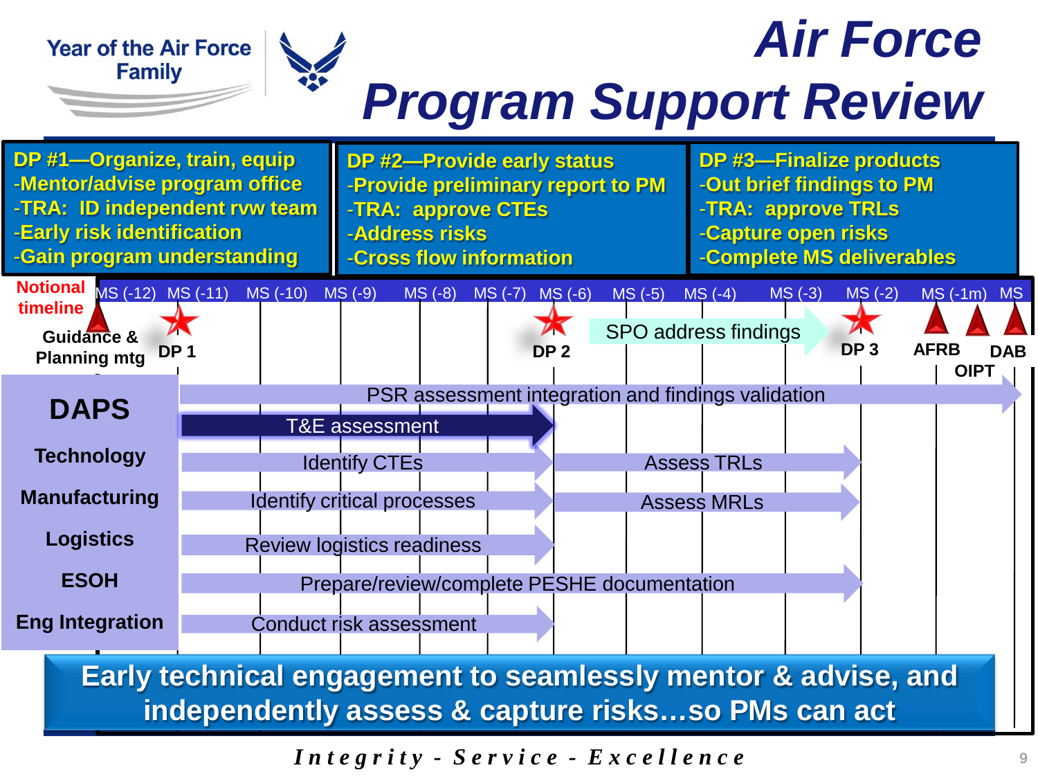# Air Force Program Support Review

Year of the Air Force Family

**DP #1—Organize, train, equip**
- Mentor/advise program office
- TRA: ID independent rvw team
- Early risk identification
- Gain program understanding

**DP #2—Provide early status**
- Provide preliminary report to PM
- TRA: approve CTEs
- Address risks
- Cross flow information

**DP #3—Finalize products**
- Out brief findings to PM
- TRA: approve TRLs
- Capture open risks
- Complete MS deliverables

**Notional timeline:** MS (-12), MS (-11), MS (-10), MS (-9), MS (-8), MS (-7), MS (-6), MS (-5), MS (-4), MS (-3), MS (-2), MS (-1m), MS

- Guidance & Planning mtg
- DP 1 (MS -11)
- DP 2 (MS -6)
- SPO address findings (MS -6 to MS -2)
- DP 3 (MS -2)
- AFRB
- OIPT
- DAB

| DAPS | MS (-11) to DP 2 | DP 2 to DP 3 |
|---|---|---|
| | PSR assessment integration and findings validation (through MS) | |
| | T&E assessment | |
| Technology | Identify CTEs | Assess TRLs |
| Manufacturing | Identify critical processes | Assess MRLs |
| Logistics | Review logistics readiness | |
| ESOH | Prepare/review/complete PESHE documentation | |
| Eng Integration | Conduct risk assessment | |

**Early technical engagement to seamlessly mentor & advise, and independently assess & capture risks…so PMs can act**

*Integrity - Service - Excellence*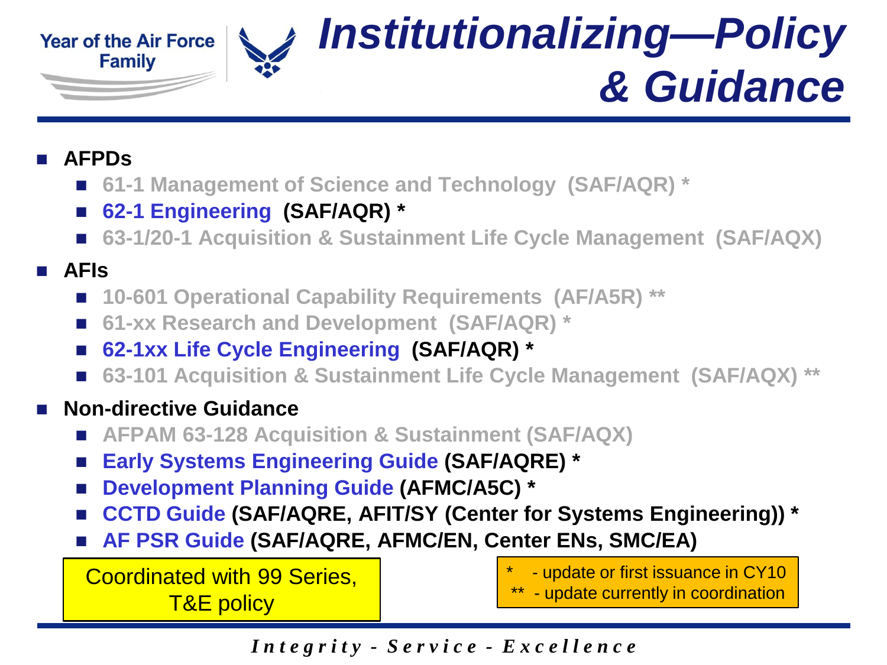# Institutionalizing—Policy & Guidance

- **AFPDs**
  - **61-1 Management of Science and Technology (SAF/AQR) ***
  - **62-1 Engineering (SAF/AQR) ***
  - **63-1/20-1 Acquisition & Sustainment Life Cycle Management (SAF/AQX)**
- **AFIs**
  - **10-601 Operational Capability Requirements (AF/A5R) ****
  - **61-xx Research and Development (SAF/AQR) ***
  - **62-1xx Life Cycle Engineering (SAF/AQR) ***
  - **63-101 Acquisition & Sustainment Life Cycle Management (SAF/AQX) ****
- **Non-directive Guidance**
  - **AFPAM 63-128 Acquisition & Sustainment (SAF/AQX)**
  - **Early Systems Engineering Guide (SAF/AQRE) ***
  - **Development Planning Guide (AFMC/A5C) ***
  - **CCTD Guide (SAF/AQRE, AFIT/SY (Center for Systems Engineering)) ***
  - **AF PSR Guide (SAF/AQRE, AFMC/EN, Center ENs, SMC/EA)**

Coordinated with 99 Series, T&E policy

\* - update or first issuance in CY10
\*\* - update currently in coordination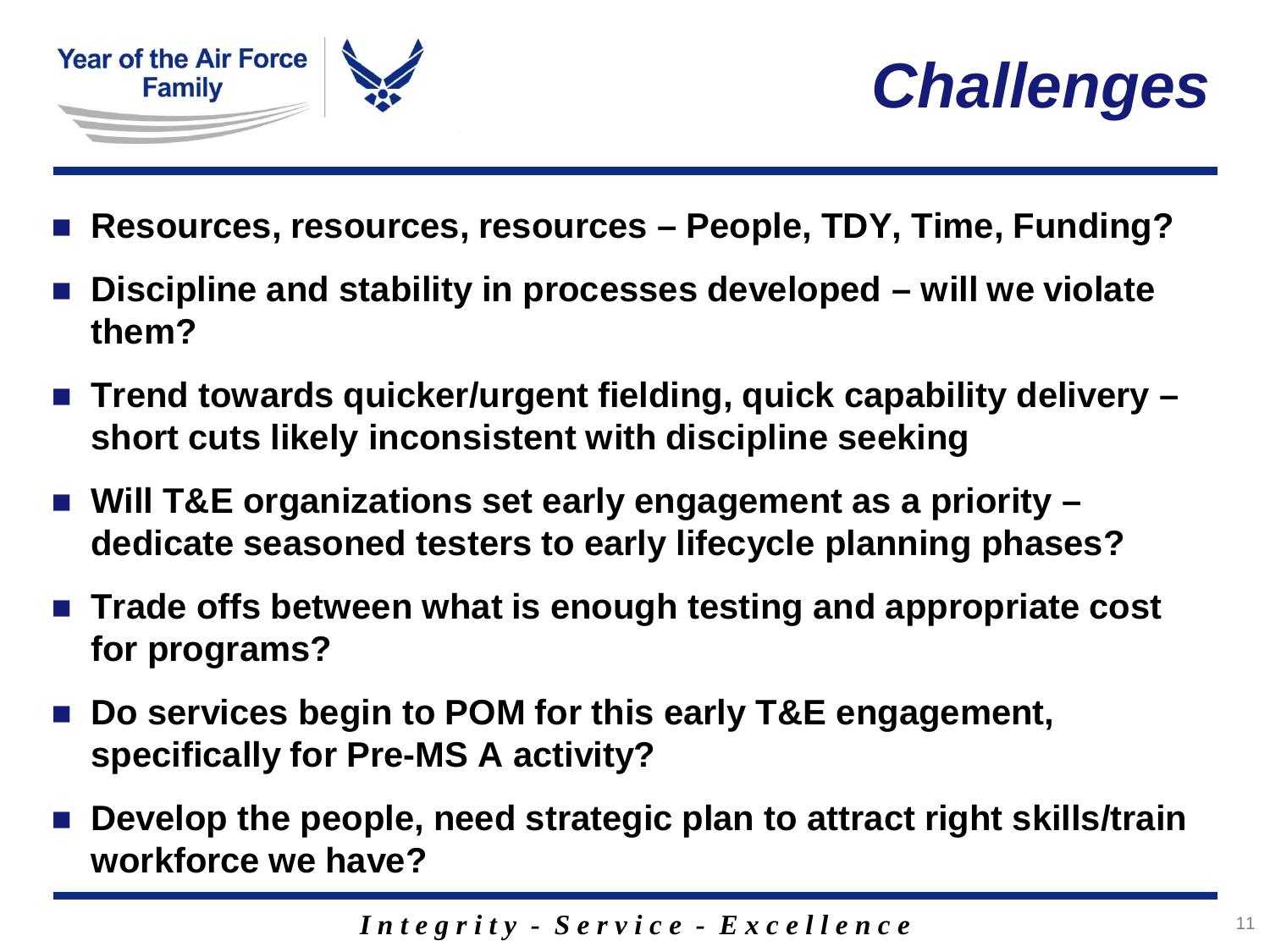# *Challenges*

- **Resources, resources, resources – People, TDY, Time, Funding?**
- **Discipline and stability in processes developed – will we violate them?**
- **Trend towards quicker/urgent fielding, quick capability delivery – short cuts likely inconsistent with discipline seeking**
- **Will T&E organizations set early engagement as a priority – dedicate seasoned testers to early lifecycle planning phases?**
- **Trade offs between what is enough testing and appropriate cost for programs?**
- **Do services begin to POM for this early T&E engagement, specifically for Pre-MS A activity?**
- **Develop the people, need strategic plan to attract right skills/train workforce we have?**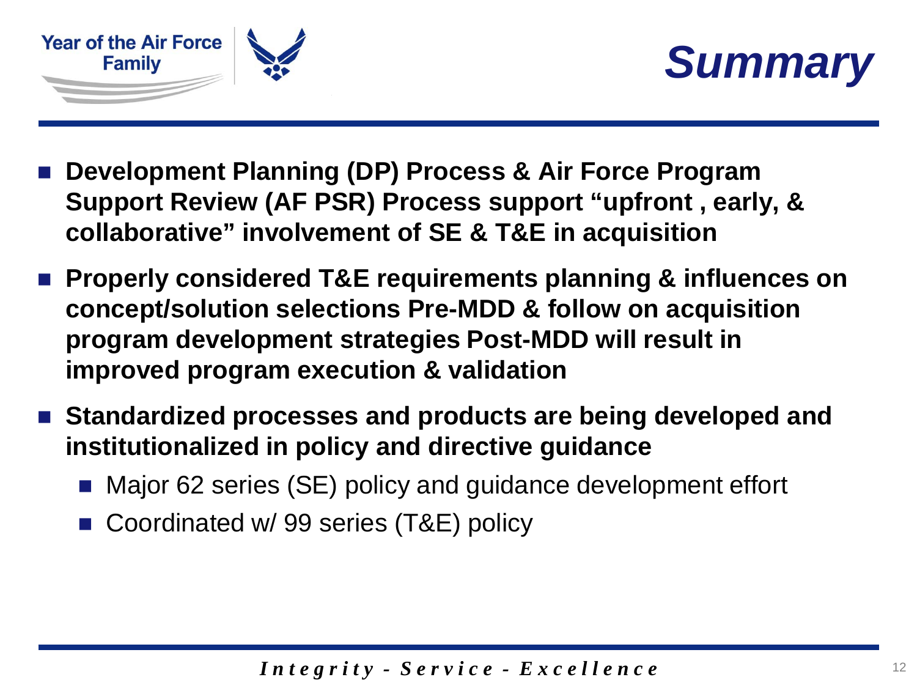# Summary

- **Development Planning (DP) Process & Air Force Program Support Review (AF PSR) Process support "upfront , early, & collaborative" involvement of SE & T&E in acquisition**
- **Properly considered T&E requirements planning & influences on concept/solution selections Pre-MDD & follow on acquisition program development strategies Post-MDD will result in improved program execution & validation**
- **Standardized processes and products are being developed and institutionalized in policy and directive guidance**
  - Major 62 series (SE) policy and guidance development effort
  - Coordinated w/ 99 series (T&E) policy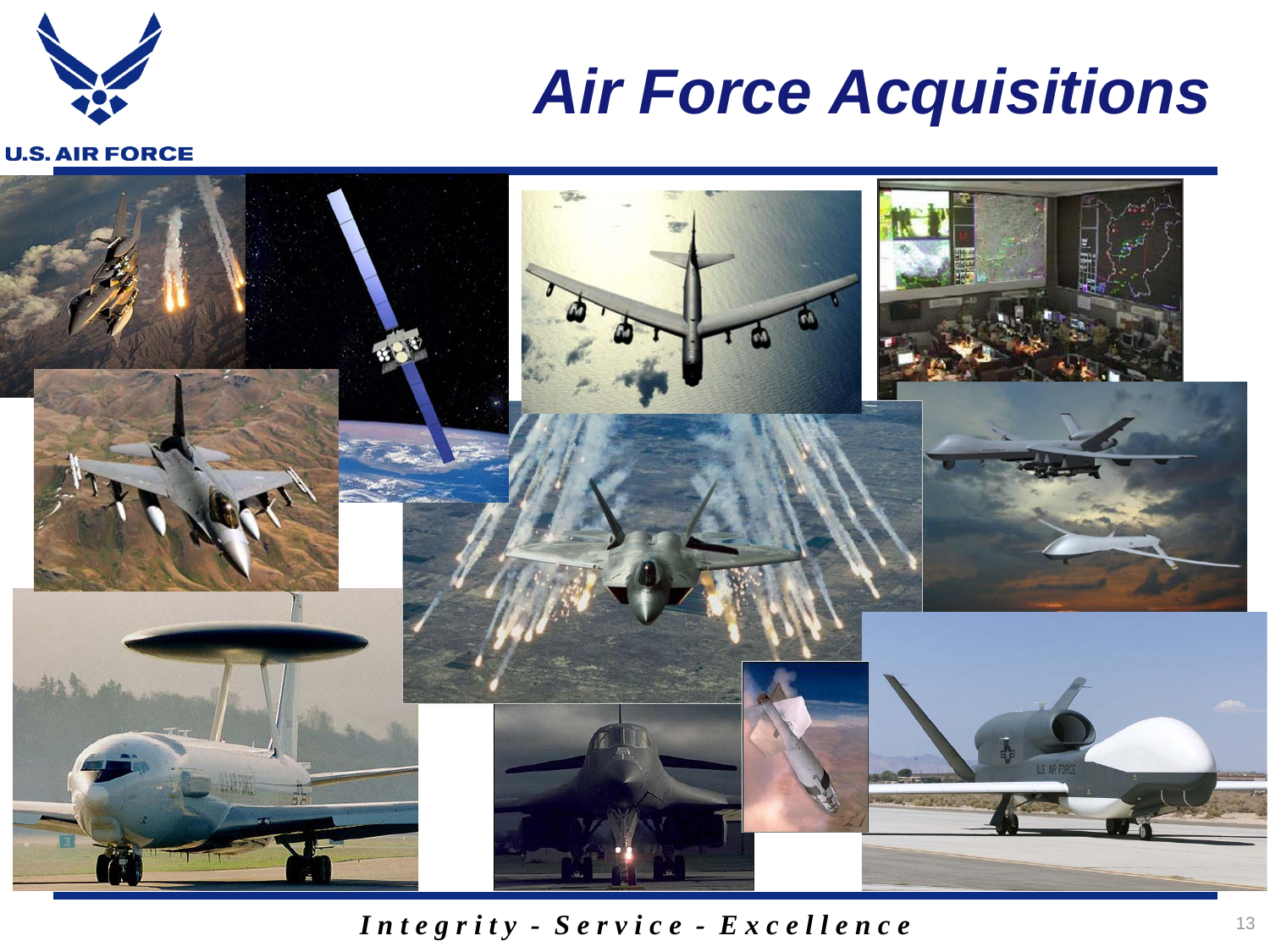# Air Force Acquisitions

*Integrity - Service - Excellence*